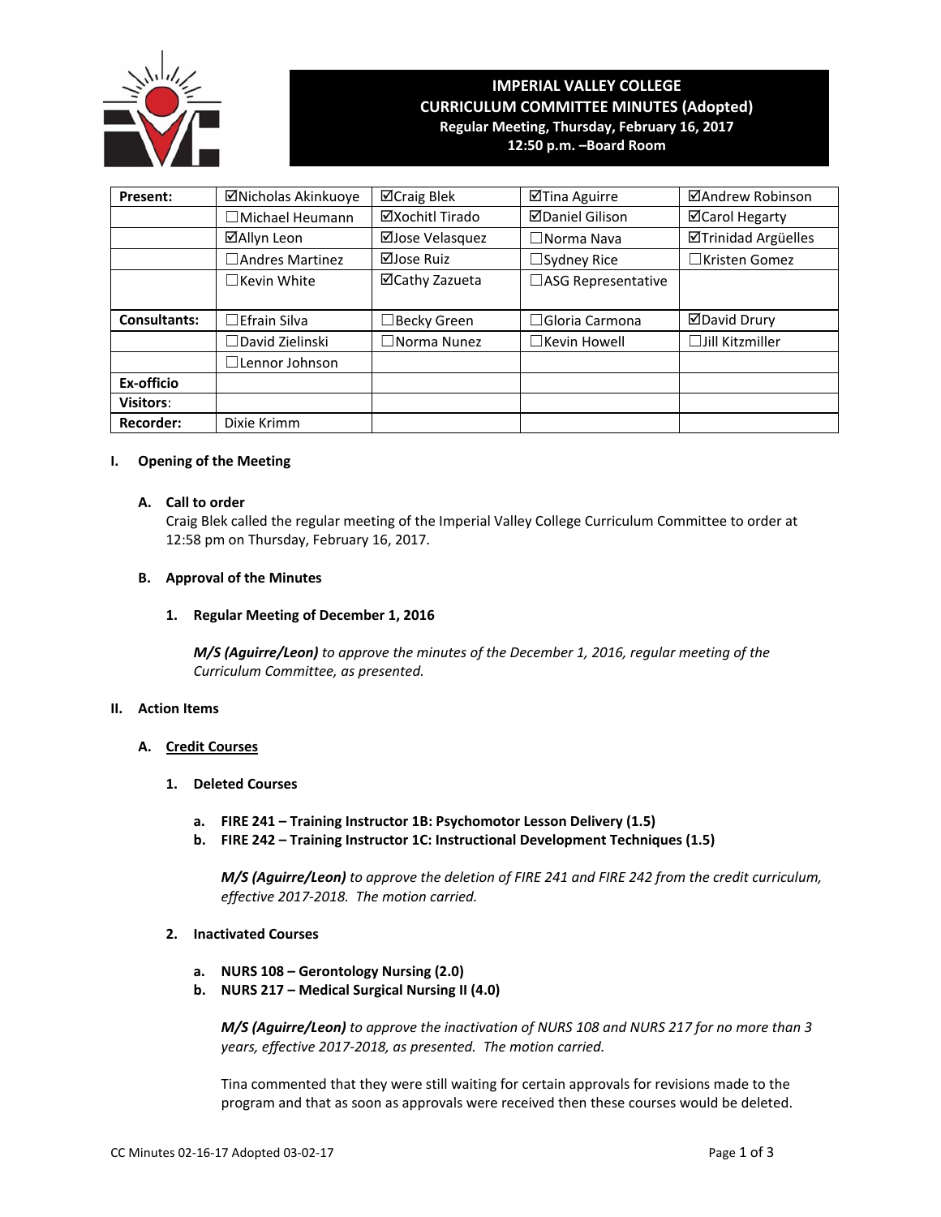# IMPERIAL VALLEY COLLEGE
## CURRICULUM COMMITTEE MINUTES (Adopted)
### Regular Meeting, Thursday, February 16, 2017
### 12:50 p.m. –Board Room

| | | | | |
|---|---|---|---|---|
| **Present:** | ☑Nicholas Akinkuoye | ☑Craig Blek | ☑Tina Aguirre | ☑Andrew Robinson |
| | ☐Michael Heumann | ☑Xochitl Tirado | ☑Daniel Gilison | ☑Carol Hegarty |
| | ☑Allyn Leon | ☑Jose Velasquez | ☐Norma Nava | ☑Trinidad Argüelles |
| | ☐Andres Martinez | ☑Jose Ruiz | ☐Sydney Rice | ☐Kristen Gomez |
| | ☐Kevin White | ☑Cathy Zazueta | ☐ASG Representative | |
| **Consultants:** | ☐Efrain Silva | ☐Becky Green | ☐Gloria Carmona | ☑David Drury |
| | ☐David Zielinski | ☐Norma Nunez | ☐Kevin Howell | ☐Jill Kitzmiller |
| | ☐Lennor Johnson | | | |
| **Ex-officio** | | | | |
| **Visitors:** | | | | |
| **Recorder:** | Dixie Krimm | | | |

**I. Opening of the Meeting**

**A. Call to order**

Craig Blek called the regular meeting of the Imperial Valley College Curriculum Committee to order at 12:58 pm on Thursday, February 16, 2017.

**B. Approval of the Minutes**

**1. Regular Meeting of December 1, 2016**

***M/S (Aguirre/Leon)*** *to approve the minutes of the December 1, 2016, regular meeting of the Curriculum Committee, as presented.*

**II. Action Items**

**A. Credit Courses**

**1. Deleted Courses**

**a. FIRE 241 – Training Instructor 1B: Psychomotor Lesson Delivery (1.5)**
**b. FIRE 242 – Training Instructor 1C: Instructional Development Techniques (1.5)**

***M/S (Aguirre/Leon)*** *to approve the deletion of FIRE 241 and FIRE 242 from the credit curriculum, effective 2017-2018. The motion carried.*

**2. Inactivated Courses**

**a. NURS 108 – Gerontology Nursing (2.0)**
**b. NURS 217 – Medical Surgical Nursing II (4.0)**

***M/S (Aguirre/Leon)*** *to approve the inactivation of NURS 108 and NURS 217 for no more than 3 years, effective 2017-2018, as presented. The motion carried.*

Tina commented that they were still waiting for certain approvals for revisions made to the program and that as soon as approvals were received then these courses would be deleted.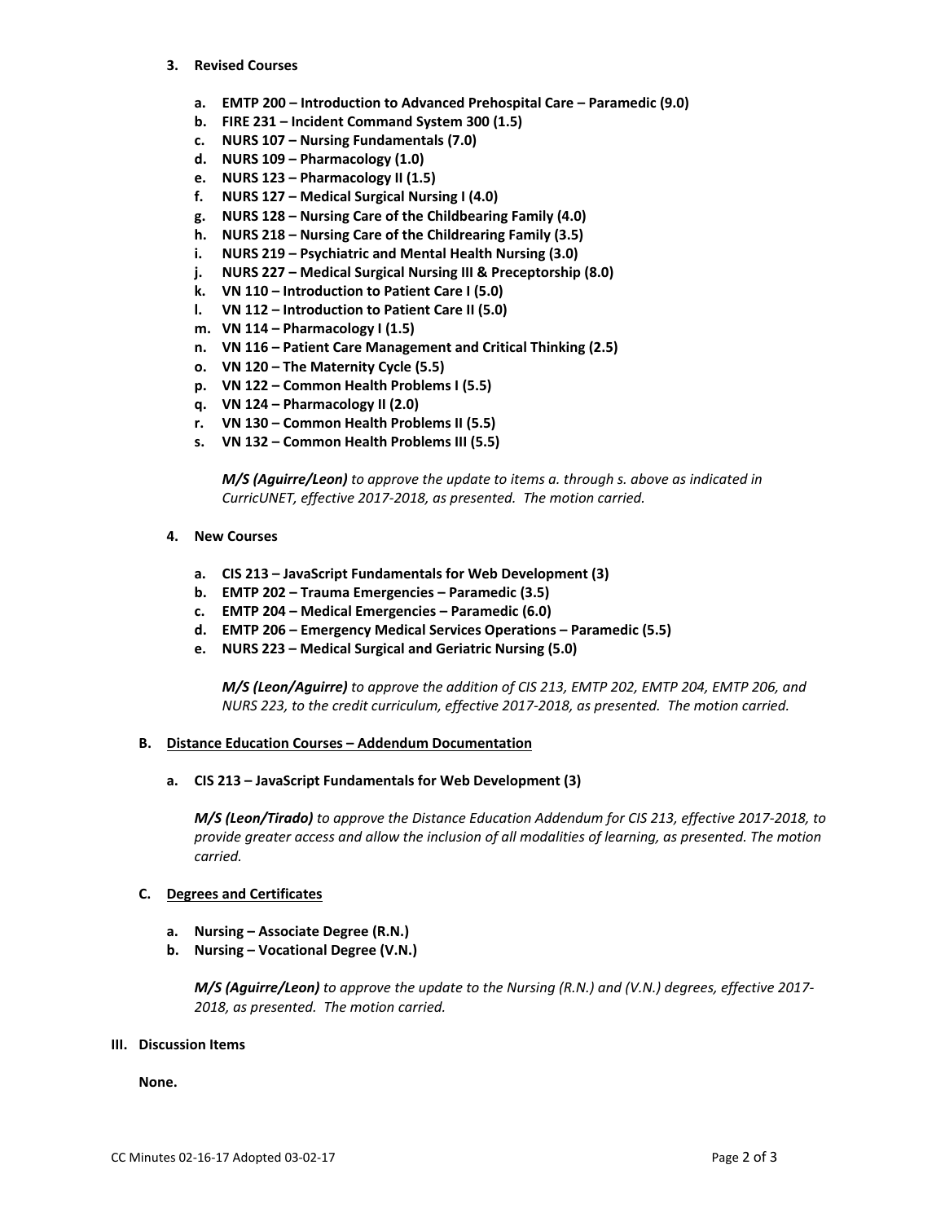**3. Revised Courses**

- **a. EMTP 200 – Introduction to Advanced Prehospital Care – Paramedic (9.0)**
- **b. FIRE 231 – Incident Command System 300 (1.5)**
- **c. NURS 107 – Nursing Fundamentals (7.0)**
- **d. NURS 109 – Pharmacology (1.0)**
- **e. NURS 123 – Pharmacology II (1.5)**
- **f. NURS 127 – Medical Surgical Nursing I (4.0)**
- **g. NURS 128 – Nursing Care of the Childbearing Family (4.0)**
- **h. NURS 218 – Nursing Care of the Childrearing Family (3.5)**
- **i. NURS 219 – Psychiatric and Mental Health Nursing (3.0)**
- **j. NURS 227 – Medical Surgical Nursing III & Preceptorship (8.0)**
- **k. VN 110 – Introduction to Patient Care I (5.0)**
- **l. VN 112 – Introduction to Patient Care II (5.0)**
- **m. VN 114 – Pharmacology I (1.5)**
- **n. VN 116 – Patient Care Management and Critical Thinking (2.5)**
- **o. VN 120 – The Maternity Cycle (5.5)**
- **p. VN 122 – Common Health Problems I (5.5)**
- **q. VN 124 – Pharmacology II (2.0)**
- **r. VN 130 – Common Health Problems II (5.5)**
- **s. VN 132 – Common Health Problems III (5.5)**

*__M/S (Aguirre/Leon)__ to approve the update to items a. through s. above as indicated in CurricUNET, effective 2017-2018, as presented. The motion carried.*

**4. New Courses**

- **a. CIS 213 – JavaScript Fundamentals for Web Development (3)**
- **b. EMTP 202 – Trauma Emergencies – Paramedic (3.5)**
- **c. EMTP 204 – Medical Emergencies – Paramedic (6.0)**
- **d. EMTP 206 – Emergency Medical Services Operations – Paramedic (5.5)**
- **e. NURS 223 – Medical Surgical and Geriatric Nursing (5.0)**

*__M/S (Leon/Aguirre)__ to approve the addition of CIS 213, EMTP 202, EMTP 204, EMTP 206, and NURS 223, to the credit curriculum, effective 2017-2018, as presented. The motion carried.*

**B. <u>Distance Education Courses – Addendum Documentation</u>**

- **a. CIS 213 – JavaScript Fundamentals for Web Development (3)**

*__M/S (Leon/Tirado)__ to approve the Distance Education Addendum for CIS 213, effective 2017-2018, to provide greater access and allow the inclusion of all modalities of learning, as presented. The motion carried.*

**C. <u>Degrees and Certificates</u>**

- **a. Nursing – Associate Degree (R.N.)**
- **b. Nursing – Vocational Degree (V.N.)**

*__M/S (Aguirre/Leon)__ to approve the update to the Nursing (R.N.) and (V.N.) degrees, effective 2017-2018, as presented. The motion carried.*

**III. Discussion Items**

**None.**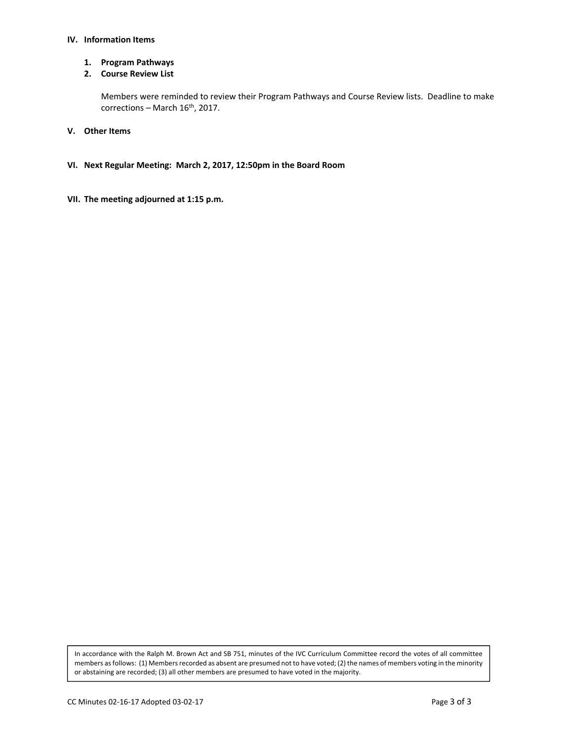## IV. Information Items

1. **Program Pathways**
2. **Course Review List**

   Members were reminded to review their Program Pathways and Course Review lists. Deadline to make corrections – March 16th, 2017.

## V. Other Items

## VI. Next Regular Meeting: March 2, 2017, 12:50pm in the Board Room

## VII. The meeting adjourned at 1:15 p.m.

In accordance with the Ralph M. Brown Act and SB 751, minutes of the IVC Curriculum Committee record the votes of all committee members as follows: (1) Members recorded as absent are presumed not to have voted; (2) the names of members voting in the minority or abstaining are recorded; (3) all other members are presumed to have voted in the majority.